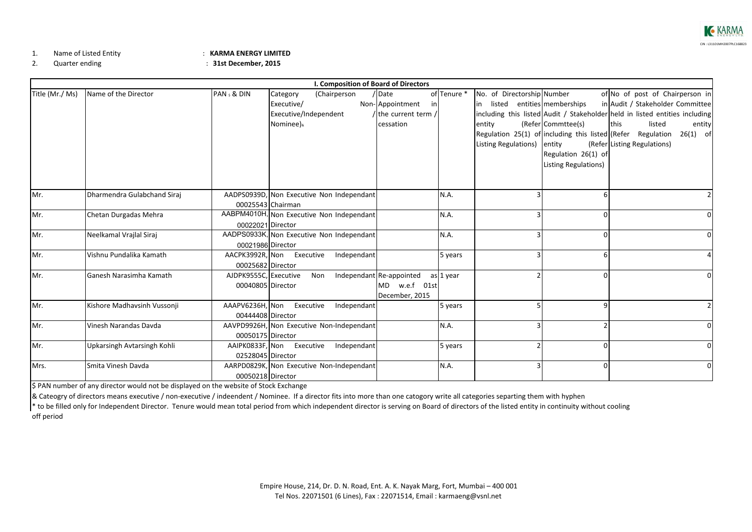1. Name of Listed Entity : **KARMA ENERGY LIMITED**
2. Quarter ending : **31st December, 2015**

**I. Composition of Board of Directors**

| Title (Mr./ Ms) | Name of the Director | PAN $ & DIN | Category (Chairperson / Executive/ Non-Executive/Independent / Nominee)& | Date of Appointment in the current term / cessation | Tenure * | No. of Directorship in listed entities including this listed entity (Refer Regulation 25(1) of Listing Regulations) | Number of memberships in Audit / Stakeholder Commttee(s) including this listed entity (Refer Regulation 26(1) of Listing Regulations) | No of post of Chairperson in Audit / Stakeholder Committee held in listed entities including this listed entity (Refer Regulation 26(1) of Listing Regulations) |
|---|---|---|---|---|---|---|---|---|
| Mr. | Dharmendra Gulabchand Siraj | AADPS0939D, 00025543 | Non Executive Non Independant Chairman | | N.A. | 3 | 6 | 2 |
| Mr. | Chetan Durgadas Mehra | AABPM4010H, 00022021 | Non Executive Non Independant Director | | N.A. | 3 | 0 | 0 |
| Mr. | Neelkamal Vrajlal Siraj | AADPS0933K, 00021986 | Non Executive Non Independant Director | | N.A. | 3 | 0 | 0 |
| Mr. | Vishnu Pundalika Kamath | AACPK3992R, 00025682 | Non Executive Independant Director | | 5 years | 3 | 6 | 4 |
| Mr. | Ganesh Narasimha Kamath | AJDPK9555C, 00040805 | Executive Non Independant Director | Re-appointed as MD w.e.f 01st December, 2015 | 1 year | 2 | 0 | 0 |
| Mr. | Kishore Madhavsinh Vussonji | AAAPV6236H, 00444408 | Non Executive Independant Director | | 5 years | 5 | 9 | 2 |
| Mr. | Vinesh Narandas Davda | AAVPD9926H, 00050175 | Non Executive Non-Independant Director | | N.A. | 3 | 2 | 0 |
| Mr. | Upkarsingh Avtarsingh Kohli | AAIPK0833F, 02528045 | Non Executive Independant Director | | 5 years | 2 | 0 | 0 |
| Mrs. | Smita Vinesh Davda | AARPD0829K, 00050218 | Non Executive Non-Independant Director | | N.A. | 3 | 0 | 0 |

$ PAN number of any director would not be displayed on the website of Stock Exchange

& Cateogry of directors means executive / non-executive / indeendent / Nominee. If a director fits into more than one catogory write all categories separting them with hyphen

* to be filled only for Independent Director. Tenure would mean total period from which independent director is serving on Board of directors of the listed entity in continuity without cooling off period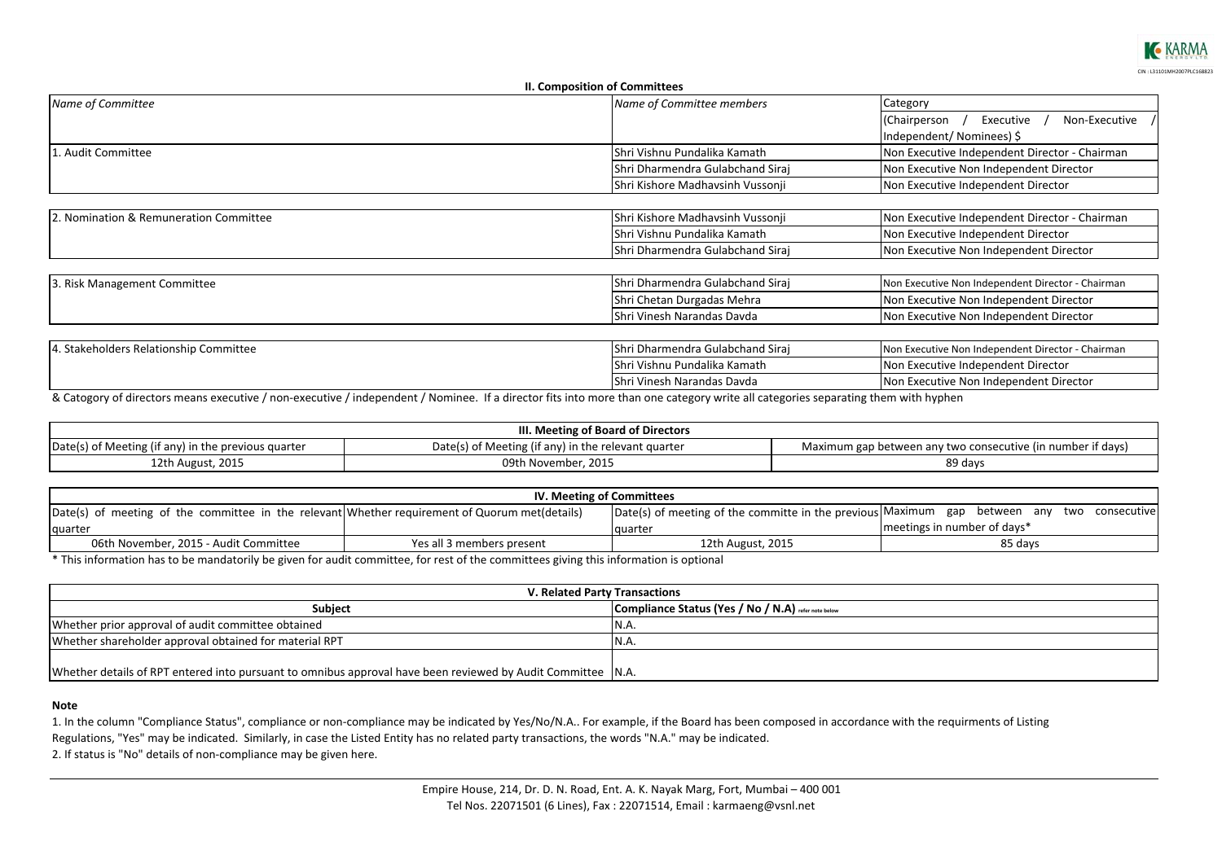## II. Composition of Committees

| *Name of Committee* | *Name of Committee members* | Category (Chairperson / Executive / Non-Executive / Independent/ Nominees) $ |
|---|---|---|
| 1. Audit Committee | Shri Vishnu Pundalika Kamath | Non Executive Independent Director - Chairman |
| | Shri Dharmendra Gulabchand Siraj | Non Executive Non Independent Director |
| | Shri Kishore Madhavsinh Vussonji | Non Executive Independent Director |
| 2. Nomination & Remuneration Committee | Shri Kishore Madhavsinh Vussonji | Non Executive Independent Director - Chairman |
| | Shri Vishnu Pundalika Kamath | Non Executive Independent Director |
| | Shri Dharmendra Gulabchand Siraj | Non Executive Non Independent Director |
| 3. Risk Management Committee | Shri Dharmendra Gulabchand Siraj | Non Executive Non Independent Director - Chairman |
| | Shri Chetan Durgadas Mehra | Non Executive Non Independent Director |
| | Shri Vinesh Narandas Davda | Non Executive Non Independent Director |
| 4. Stakeholders Relationship Committee | Shri Dharmendra Gulabchand Siraj | Non Executive Non Independent Director - Chairman |
| | Shri Vishnu Pundalika Kamath | Non Executive Independent Director |
| | Shri Vinesh Narandas Davda | Non Executive Non Independent Director |

& Catogory of directors means executive / non-executive / independent / Nominee. If a director fits into more than one category write all categories separating them with hyphen

## III. Meeting of Board of Directors

| Date(s) of Meeting (if any) in the previous quarter | Date(s) of Meeting (if any) in the relevant quarter | Maximum gap between any two consecutive (in number if days) |
|---|---|---|
| 12th August, 2015 | 09th November, 2015 | 89 days |

## IV. Meeting of Committees

| Date(s) of meeting of the committee in the relevant quarter | Whether requirement of Quorum met(details) | Date(s) of meeting of the committe in the previous quarter | Maximum gap between any two consecutive meetings in number of days* |
|---|---|---|---|
| 06th November, 2015 - Audit Committee | Yes all 3 members present | 12th August, 2015 | 85 days |

* This information has to be mandatorily be given for audit committee, for rest of the committees giving this information is optional

## V. Related Party Transactions

| Subject | Compliance Status (Yes / No / N.A) refer note below |
|---|---|
| Whether prior approval of audit committee obtained | N.A. |
| Whether shareholder approval obtained for material RPT | N.A. |
| Whether details of RPT entered into pursuant to omnibus approval have been reviewed by Audit Committee | N.A. |

**Note**

1. In the column "Compliance Status", compliance or non-compliance may be indicated by Yes/No/N.A.. For example, if the Board has been composed in accordance with the requirments of Listing Regulations, "Yes" may be indicated. Similarly, in case the Listed Entity has no related party transactions, the words "N.A." may be indicated.
2. If status is "No" details of non-compliance may be given here.

Empire House, 214, Dr. D. N. Road, Ent. A. K. Nayak Marg, Fort, Mumbai – 400 001
Tel Nos. 22071501 (6 Lines), Fax : 22071514, Email : karmaeng@vsnl.net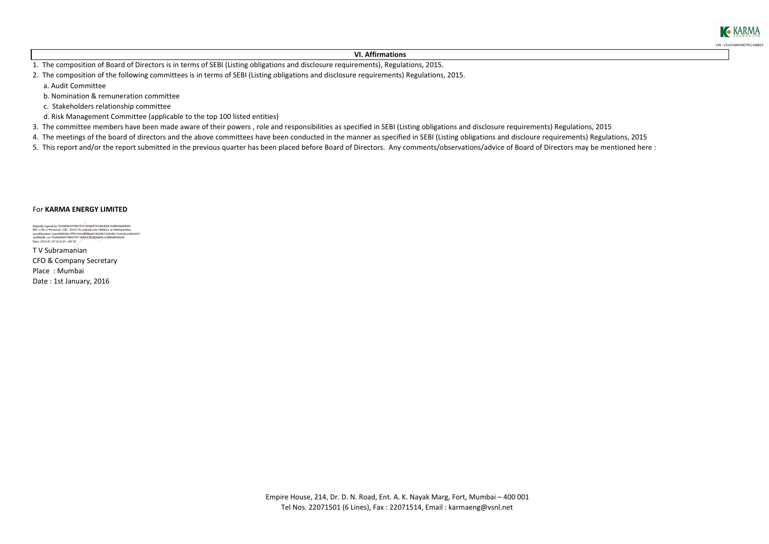## VI. Affirmations

1. The composition of Board of Directors is in terms of SEBI (Listing obligations and disclosure requirements), Regulations, 2015.
2. The composition of the following committees is in terms of SEBI (Listing obligations and disclosure requirements) Regulations, 2015.
   a. Audit Committee
   b. Nomination & remuneration committee
   c. Stakeholders relationship committee
   d. Risk Management Committee (applicable to the top 100 listed entities)
3. The committee members have been made aware of their powers , role and responsibilities as specified in SEBI (Listing obligations and disclosure requirements) Regulations, 2015
4. The meetings of the board of directors and the above committees have been conducted in the manner as specified in SEBI (Listing obligations and discloure requirements) Regulations, 2015
5. This report and/or the report submitted in the previous quarter has been placed before Board of Directors. Any comments/observations/advice of Board of Directors may be mentioned here :

For **KARMA ENERGY LIMITED**

Digitally signed by THAMARATHIRUTHY VENKATESWARAN SUBRAMANIAN
DN: c=IN, o=Personal, CID - 3016176, postalCode=400022, st=Maharashtra, serialNumber=5aed49858bc7ff91434c9f898a87463d87229c80c15a5e8c2d9dc697 2e4d6ddb, cn=THAMARATHIRUTHY VENKATESWARAN SUBRAMANIAN
Date: 2016.01.18 16:32:01 +05'30'

T V Subramanian
CFO & Company Secretary
Place : Mumbai
Date : 1st January, 2016

Empire House, 214, Dr. D. N. Road, Ent. A. K. Nayak Marg, Fort, Mumbai – 400 001
Tel Nos. 22071501 (6 Lines), Fax : 22071514, Email : karmaeng@vsnl.net